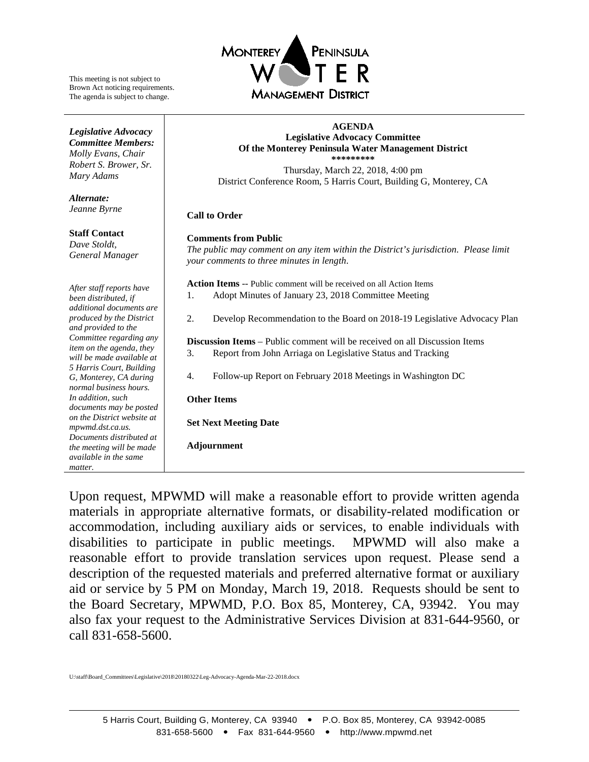This meeting is not subject to Brown Act noticing requirements. The agenda is subject to change.

MONTEREY PENINSULA WATER MANAGEMENT DISTRICT

***Legislative Advocacy Committee Members:***
*Molly Evans, Chair*
*Robert S. Brower, Sr.*
*Mary Adams*

***Alternate:***
*Jeanne Byrne*

**Staff Contact**
*Dave Stoldt, General Manager*

*After staff reports have been distributed, if additional documents are produced by the District and provided to the Committee regarding any item on the agenda, they will be made available at 5 Harris Court, Building G, Monterey, CA during normal business hours. In addition, such documents may be posted on the District website at mpwmd.dst.ca.us. Documents distributed at the meeting will be made available in the same matter.*

**AGENDA**
**Legislative Advocacy Committee**
**Of the Monterey Peninsula Water Management District**
**\*\*\*\*\*\*\*\*\***
Thursday, March 22, 2018, 4:00 pm
District Conference Room, 5 Harris Court, Building G, Monterey, CA

**Call to Order**

**Comments from Public**
*The public may comment on any item within the District's jurisdiction. Please limit your comments to three minutes in length.*

**Action Items** -- Public comment will be received on all Action Items

1. Adopt Minutes of January 23, 2018 Committee Meeting
2. Develop Recommendation to the Board on 2018-19 Legislative Advocacy Plan

**Discussion Items** – Public comment will be received on all Discussion Items

3. Report from John Arriaga on Legislative Status and Tracking
4. Follow-up Report on February 2018 Meetings in Washington DC

**Other Items**

**Set Next Meeting Date**

**Adjournment**

Upon request, MPWMD will make a reasonable effort to provide written agenda materials in appropriate alternative formats, or disability-related modification or accommodation, including auxiliary aids or services, to enable individuals with disabilities to participate in public meetings. MPWMD will also make a reasonable effort to provide translation services upon request. Please send a description of the requested materials and preferred alternative format or auxiliary aid or service by 5 PM on Monday, March 19, 2018. Requests should be sent to the Board Secretary, MPWMD, P.O. Box 85, Monterey, CA, 93942. You may also fax your request to the Administrative Services Division at 831-644-9560, or call 831-658-5600.

U:\staff\Board_Committees\Legislative\2018\20180322\Leg-Advocacy-Agenda-Mar-22-2018.docx

5 Harris Court, Building G, Monterey, CA 93940 • P.O. Box 85, Monterey, CA 93942-0085
831-658-5600 • Fax 831-644-9560 • http://www.mpwmd.net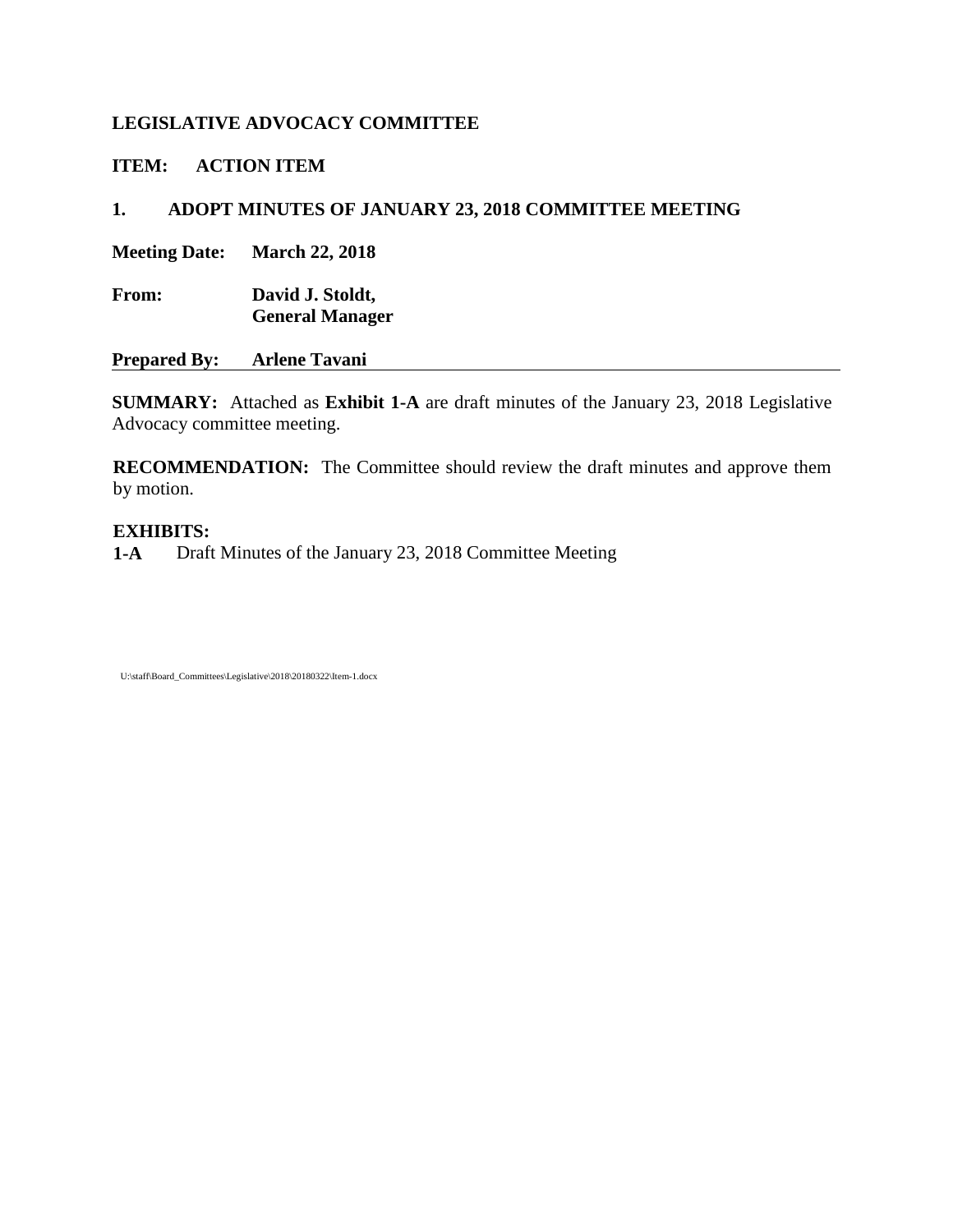**LEGISLATIVE ADVOCACY COMMITTEE**

**ITEM: ACTION ITEM**

**1. ADOPT MINUTES OF JANUARY 23, 2018 COMMITTEE MEETING**

**Meeting Date:** **March 22, 2018**

**From:** **David J. Stoldt, General Manager**

**Prepared By:** **Arlene Tavani**

---

**SUMMARY:** Attached as **Exhibit 1-A** are draft minutes of the January 23, 2018 Legislative Advocacy committee meeting.

**RECOMMENDATION:** The Committee should review the draft minutes and approve them by motion.

**EXHIBITS:**

**1-A** Draft Minutes of the January 23, 2018 Committee Meeting

U:\staff\Board_Committees\Legislative\2018\20180322\Item-1.docx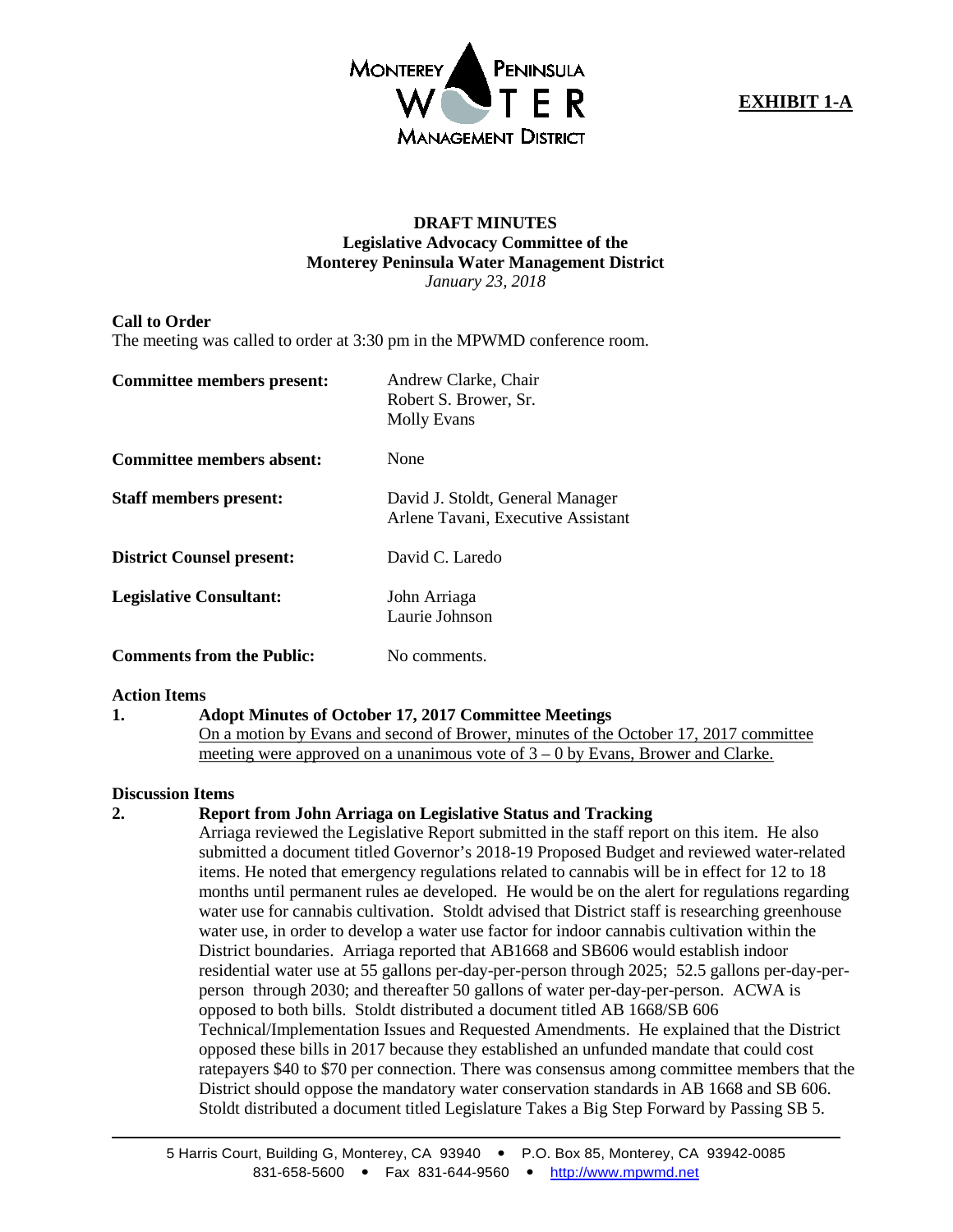**EXHIBIT 1-A**

**DRAFT MINUTES**
**Legislative Advocacy Committee of the**
**Monterey Peninsula Water Management District**
*January 23, 2018*

**Call to Order**
The meeting was called to order at 3:30 pm in the MPWMD conference room.

| | |
|---|---|
| **Committee members present:** | Andrew Clarke, Chair<br>Robert S. Brower, Sr.<br>Molly Evans |
| **Committee members absent:** | None |
| **Staff members present:** | David J. Stoldt, General Manager<br>Arlene Tavani, Executive Assistant |
| **District Counsel present:** | David C. Laredo |
| **Legislative Consultant:** | John Arriaga<br>Laurie Johnson |
| **Comments from the Public:** | No comments. |

**Action Items**

**1. Adopt Minutes of October 17, 2017 Committee Meetings**
On a motion by Evans and second of Brower, minutes of the October 17, 2017 committee meeting were approved on a unanimous vote of 3 – 0 by Evans, Brower and Clarke.

**Discussion Items**

**2. Report from John Arriaga on Legislative Status and Tracking**
Arriaga reviewed the Legislative Report submitted in the staff report on this item. He also submitted a document titled Governor's 2018-19 Proposed Budget and reviewed water-related items. He noted that emergency regulations related to cannabis will be in effect for 12 to 18 months until permanent rules ae developed. He would be on the alert for regulations regarding water use for cannabis cultivation. Stoldt advised that District staff is researching greenhouse water use, in order to develop a water use factor for indoor cannabis cultivation within the District boundaries. Arriaga reported that AB1668 and SB606 would establish indoor residential water use at 55 gallons per-day-per-person through 2025; 52.5 gallons per-day-per-person through 2030; and thereafter 50 gallons of water per-day-per-person. ACWA is opposed to both bills. Stoldt distributed a document titled AB 1668/SB 606 Technical/Implementation Issues and Requested Amendments. He explained that the District opposed these bills in 2017 because they established an unfunded mandate that could cost ratepayers $40 to $70 per connection. There was consensus among committee members that the District should oppose the mandatory water conservation standards in AB 1668 and SB 606. Stoldt distributed a document titled Legislature Takes a Big Step Forward by Passing SB 5.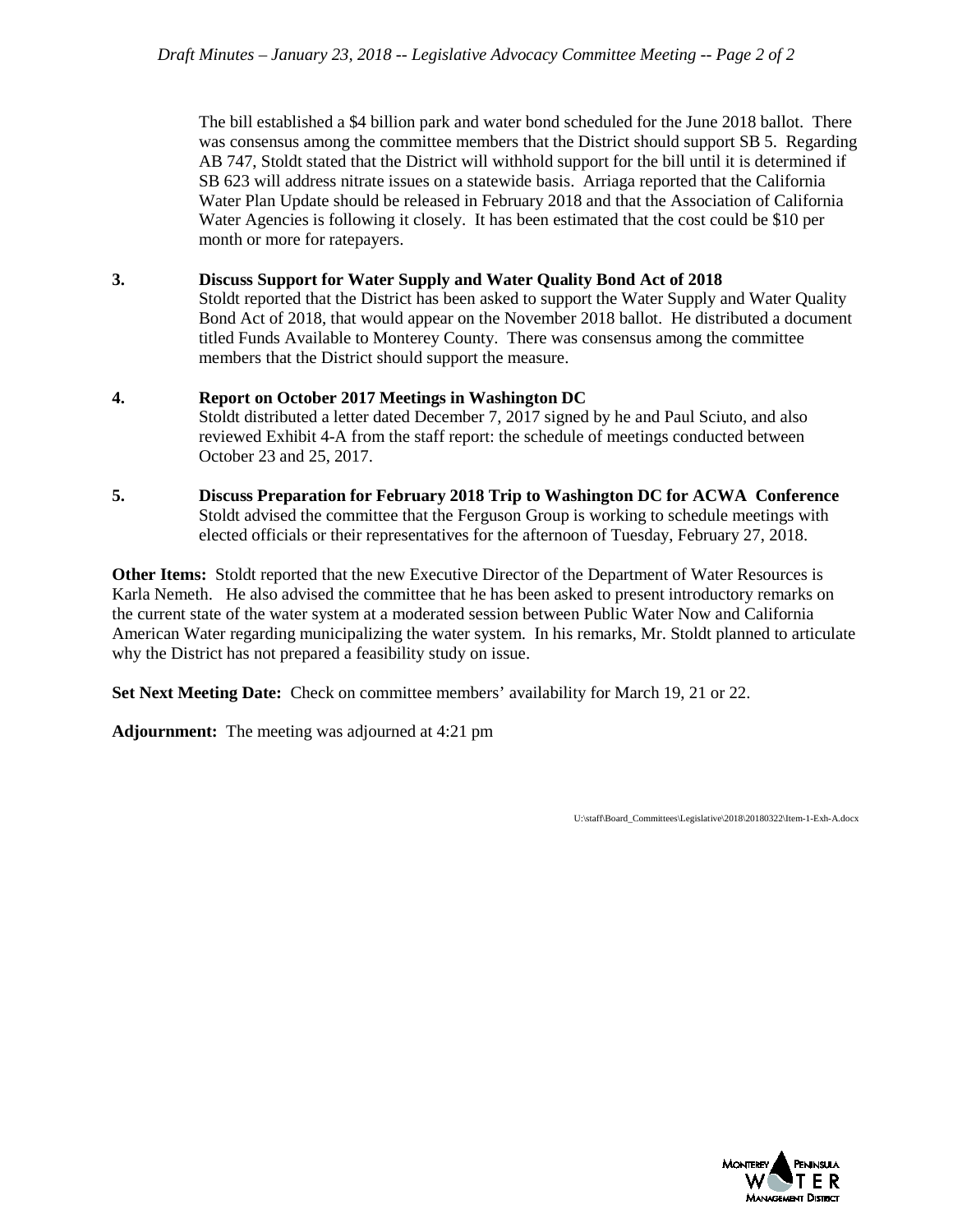The bill established a $4 billion park and water bond scheduled for the June 2018 ballot. There was consensus among the committee members that the District should support SB 5. Regarding AB 747, Stoldt stated that the District will withhold support for the bill until it is determined if SB 623 will address nitrate issues on a statewide basis. Arriaga reported that the California Water Plan Update should be released in February 2018 and that the Association of California Water Agencies is following it closely. It has been estimated that the cost could be $10 per month or more for ratepayers.

**3. Discuss Support for Water Supply and Water Quality Bond Act of 2018**

Stoldt reported that the District has been asked to support the Water Supply and Water Quality Bond Act of 2018, that would appear on the November 2018 ballot. He distributed a document titled Funds Available to Monterey County. There was consensus among the committee members that the District should support the measure.

**4. Report on October 2017 Meetings in Washington DC**

Stoldt distributed a letter dated December 7, 2017 signed by he and Paul Sciuto, and also reviewed Exhibit 4-A from the staff report: the schedule of meetings conducted between October 23 and 25, 2017.

**5. Discuss Preparation for February 2018 Trip to Washington DC for ACWA Conference**

Stoldt advised the committee that the Ferguson Group is working to schedule meetings with elected officials or their representatives for the afternoon of Tuesday, February 27, 2018.

**Other Items:** Stoldt reported that the new Executive Director of the Department of Water Resources is Karla Nemeth. He also advised the committee that he has been asked to present introductory remarks on the current state of the water system at a moderated session between Public Water Now and California American Water regarding municipalizing the water system. In his remarks, Mr. Stoldt planned to articulate why the District has not prepared a feasibility study on issue.

**Set Next Meeting Date:** Check on committee members' availability for March 19, 21 or 22.

**Adjournment:** The meeting was adjourned at 4:21 pm

U:\staff\Board_Committees\Legislative\2018\20180322\Item-1-Exh-A.docx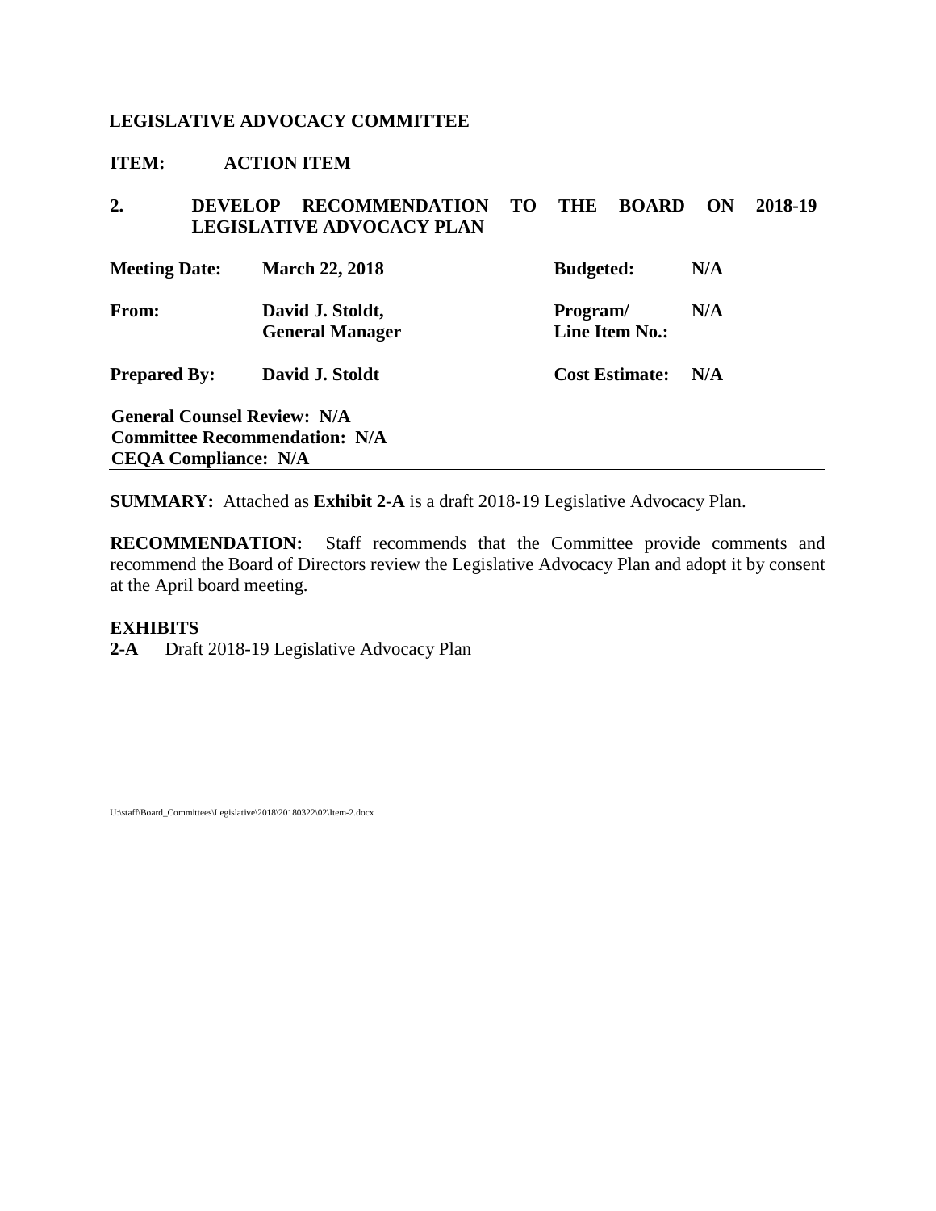**LEGISLATIVE ADVOCACY COMMITTEE**

**ITEM: ACTION ITEM**

**2. DEVELOP RECOMMENDATION TO THE BOARD ON 2018-19 LEGISLATIVE ADVOCACY PLAN**

| | | | |
|---|---|---|---|
| **Meeting Date:** | **March 22, 2018** | **Budgeted:** | **N/A** |
| **From:** | **David J. Stoldt, General Manager** | **Program/ Line Item No.:** | **N/A** |
| **Prepared By:** | **David J. Stoldt** | **Cost Estimate:** | **N/A** |

**General Counsel Review: N/A**
**Committee Recommendation: N/A**
**CEQA Compliance: N/A**

**SUMMARY:** Attached as **Exhibit 2-A** is a draft 2018-19 Legislative Advocacy Plan.

**RECOMMENDATION:** Staff recommends that the Committee provide comments and recommend the Board of Directors review the Legislative Advocacy Plan and adopt it by consent at the April board meeting.

**EXHIBITS**
**2-A** Draft 2018-19 Legislative Advocacy Plan

U:\staff\Board_Committees\Legislative\2018\20180322\02\Item-2.docx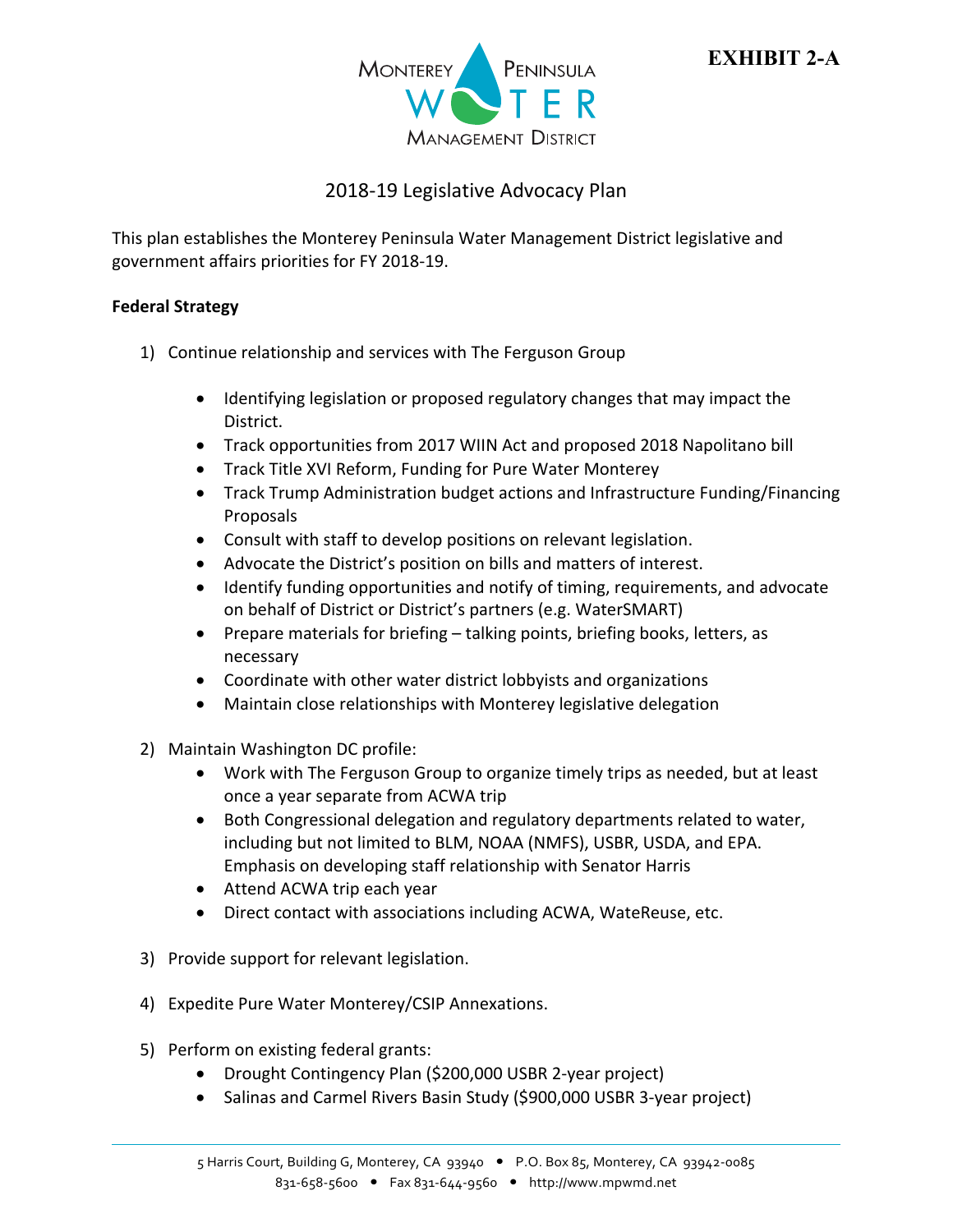**EXHIBIT 2-A**

# 2018-19 Legislative Advocacy Plan

This plan establishes the Monterey Peninsula Water Management District legislative and government affairs priorities for FY 2018-19.

**Federal Strategy**

1) Continue relationship and services with The Ferguson Group

   - Identifying legislation or proposed regulatory changes that may impact the District.
   - Track opportunities from 2017 WIIN Act and proposed 2018 Napolitano bill
   - Track Title XVI Reform, Funding for Pure Water Monterey
   - Track Trump Administration budget actions and Infrastructure Funding/Financing Proposals
   - Consult with staff to develop positions on relevant legislation.
   - Advocate the District's position on bills and matters of interest.
   - Identify funding opportunities and notify of timing, requirements, and advocate on behalf of District or District's partners (e.g. WaterSMART)
   - Prepare materials for briefing – talking points, briefing books, letters, as necessary
   - Coordinate with other water district lobbyists and organizations
   - Maintain close relationships with Monterey legislative delegation

2) Maintain Washington DC profile:
   - Work with The Ferguson Group to organize timely trips as needed, but at least once a year separate from ACWA trip
   - Both Congressional delegation and regulatory departments related to water, including but not limited to BLM, NOAA (NMFS), USBR, USDA, and EPA. Emphasis on developing staff relationship with Senator Harris
   - Attend ACWA trip each year
   - Direct contact with associations including ACWA, WateReuse, etc.

3) Provide support for relevant legislation.

4) Expedite Pure Water Monterey/CSIP Annexations.

5) Perform on existing federal grants:
   - Drought Contingency Plan ($200,000 USBR 2-year project)
   - Salinas and Carmel Rivers Basin Study ($900,000 USBR 3-year project)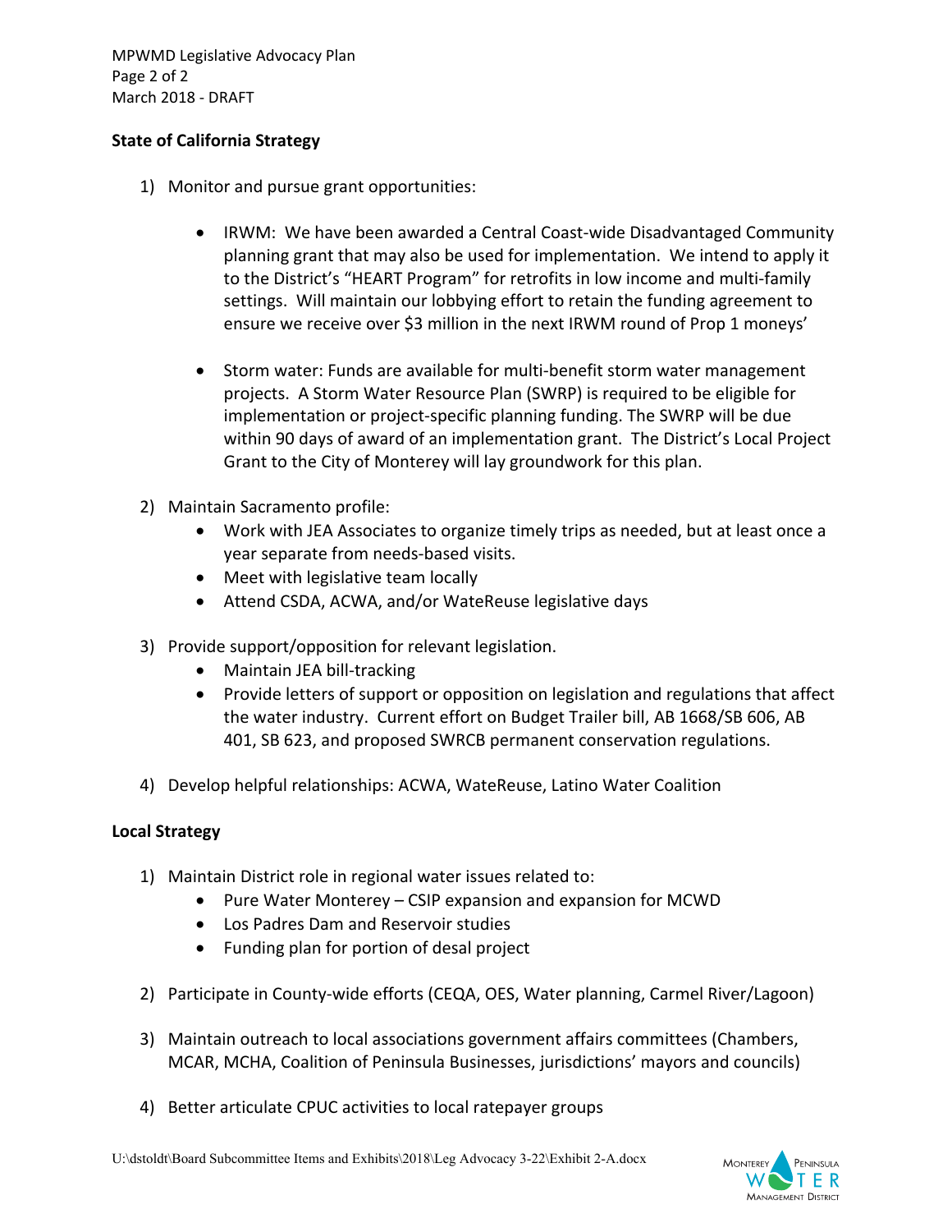**State of California Strategy**

1) Monitor and pursue grant opportunities:

    - IRWM: We have been awarded a Central Coast-wide Disadvantaged Community planning grant that may also be used for implementation. We intend to apply it to the District's "HEART Program" for retrofits in low income and multi-family settings. Will maintain our lobbying effort to retain the funding agreement to ensure we receive over $3 million in the next IRWM round of Prop 1 moneys'

    - Storm water: Funds are available for multi-benefit storm water management projects. A Storm Water Resource Plan (SWRP) is required to be eligible for implementation or project-specific planning funding. The SWRP will be due within 90 days of award of an implementation grant. The District's Local Project Grant to the City of Monterey will lay groundwork for this plan.

2) Maintain Sacramento profile:
    - Work with JEA Associates to organize timely trips as needed, but at least once a year separate from needs-based visits.
    - Meet with legislative team locally
    - Attend CSDA, ACWA, and/or WateReuse legislative days

3) Provide support/opposition for relevant legislation.
    - Maintain JEA bill-tracking
    - Provide letters of support or opposition on legislation and regulations that affect the water industry. Current effort on Budget Trailer bill, AB 1668/SB 606, AB 401, SB 623, and proposed SWRCB permanent conservation regulations.

4) Develop helpful relationships: ACWA, WateReuse, Latino Water Coalition

**Local Strategy**

1) Maintain District role in regional water issues related to:
    - Pure Water Monterey – CSIP expansion and expansion for MCWD
    - Los Padres Dam and Reservoir studies
    - Funding plan for portion of desal project

2) Participate in County-wide efforts (CEQA, OES, Water planning, Carmel River/Lagoon)

3) Maintain outreach to local associations government affairs committees (Chambers, MCAR, MCHA, Coalition of Peninsula Businesses, jurisdictions' mayors and councils)

4) Better articulate CPUC activities to local ratepayer groups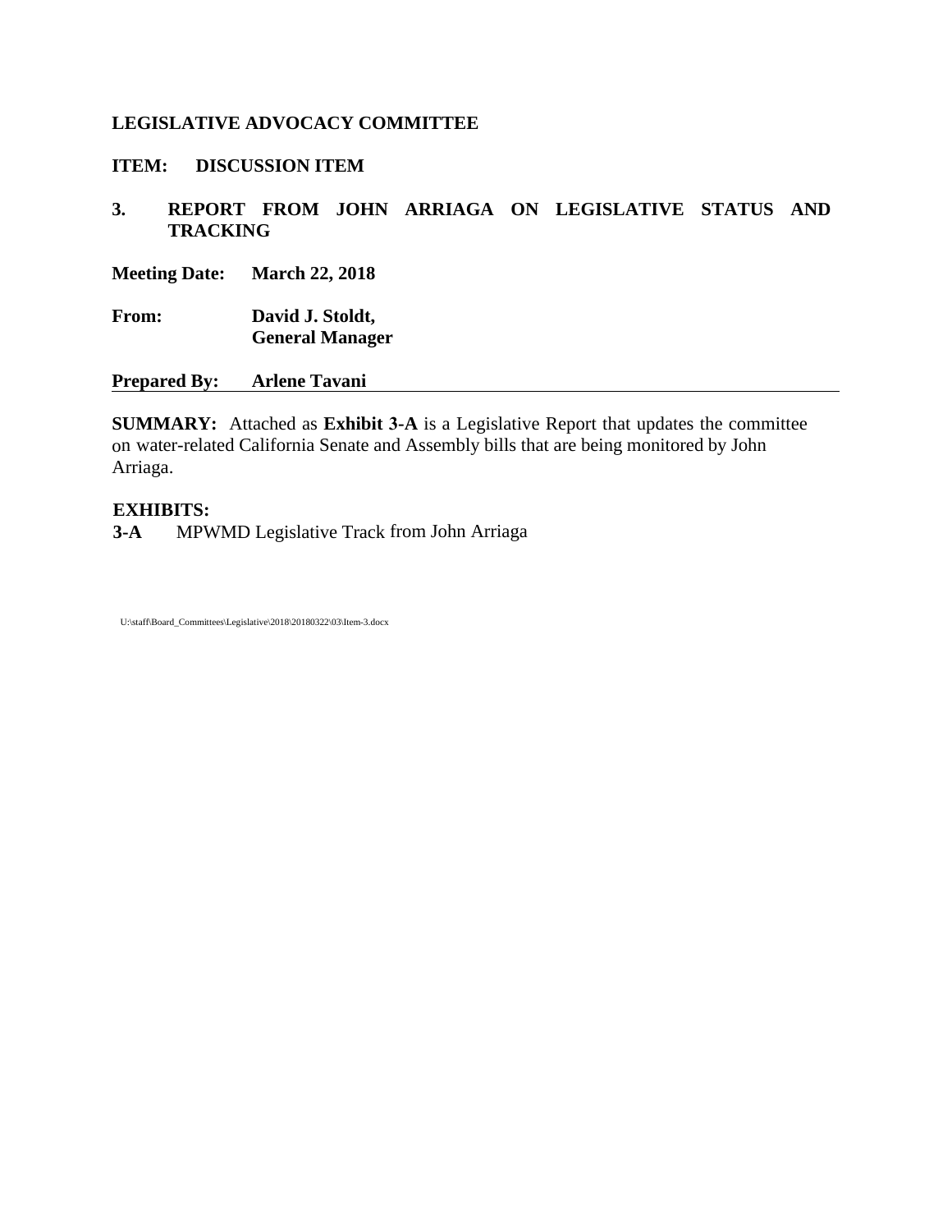**LEGISLATIVE ADVOCACY COMMITTEE**

**ITEM: DISCUSSION ITEM**

**3. REPORT FROM JOHN ARRIAGA ON LEGISLATIVE STATUS AND TRACKING**

**Meeting Date:** **March 22, 2018**

**From:** **David J. Stoldt,**
**General Manager**

**Prepared By:** **Arlene Tavani**

---

**SUMMARY:** Attached as **Exhibit 3-A** is a Legislative Report that updates the committee on water-related California Senate and Assembly bills that are being monitored by John Arriaga.

**EXHIBITS:**

**3-A** MPWMD Legislative Track from John Arriaga

U:\staff\Board_Committees\Legislative\2018\20180322\03\Item-3.docx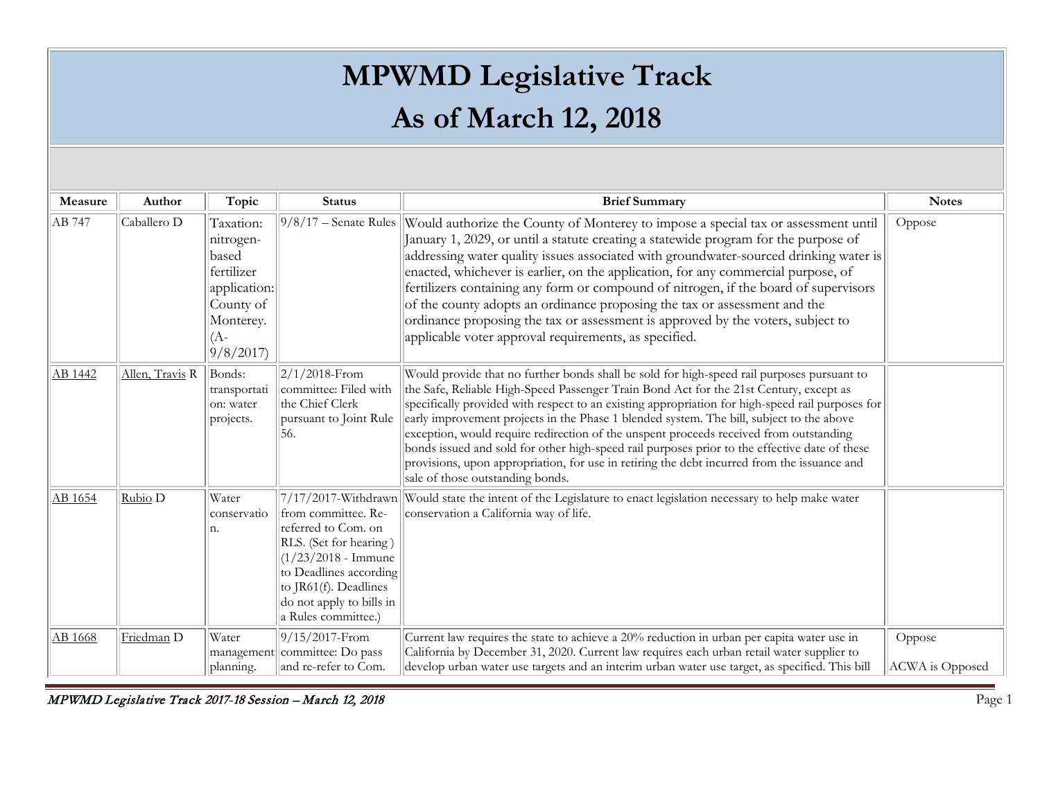# MPWMD Legislative Track
# As of March 12, 2018

| Measure | Author | Topic | Status | Brief Summary | Notes |
|---|---|---|---|---|---|
| AB 747 | Caballero D | Taxation: nitrogen-based fertilizer application: County of Monterey. (A-9/8/2017) | 9/8/17 – Senate Rules | Would authorize the County of Monterey to impose a special tax or assessment until January 1, 2029, or until a statute creating a statewide program for the purpose of addressing water quality issues associated with groundwater-sourced drinking water is enacted, whichever is earlier, on the application, for any commercial purpose, of fertilizers containing any form or compound of nitrogen, if the board of supervisors of the county adopts an ordinance proposing the tax or assessment and the ordinance proposing the tax or assessment is approved by the voters, subject to applicable voter approval requirements, as specified. | Oppose |
| AB 1442 | Allen, Travis R | Bonds: transportation: water projects. | 2/1/2018-From committee: Filed with the Chief Clerk pursuant to Joint Rule 56. | Would provide that no further bonds shall be sold for high-speed rail purposes pursuant to the Safe, Reliable High-Speed Passenger Train Bond Act for the 21st Century, except as specifically provided with respect to an existing appropriation for high-speed rail purposes for early improvement projects in the Phase 1 blended system. The bill, subject to the above exception, would require redirection of the unspent proceeds received from outstanding bonds issued and sold for other high-speed rail purposes prior to the effective date of these provisions, upon appropriation, for use in retiring the debt incurred from the issuance and sale of those outstanding bonds. | |
| AB 1654 | Rubio D | Water conservation. | 7/17/2017-Withdrawn from committee. Re-referred to Com. on RLS. (Set for hearing ) (1/23/2018 - Immune to Deadlines according to JR61(f). Deadlines do not apply to bills in a Rules committee.) | Would state the intent of the Legislature to enact legislation necessary to help make water conservation a California way of life. | |
| AB 1668 | Friedman D | Water management planning. | 9/15/2017-From committee: Do pass and re-refer to Com. | Current law requires the state to achieve a 20% reduction in urban per capita water use in California by December 31, 2020. Current law requires each urban retail water supplier to develop urban water use targets and an interim urban water use target, as specified. This bill | Oppose<br><br>ACWA is Opposed |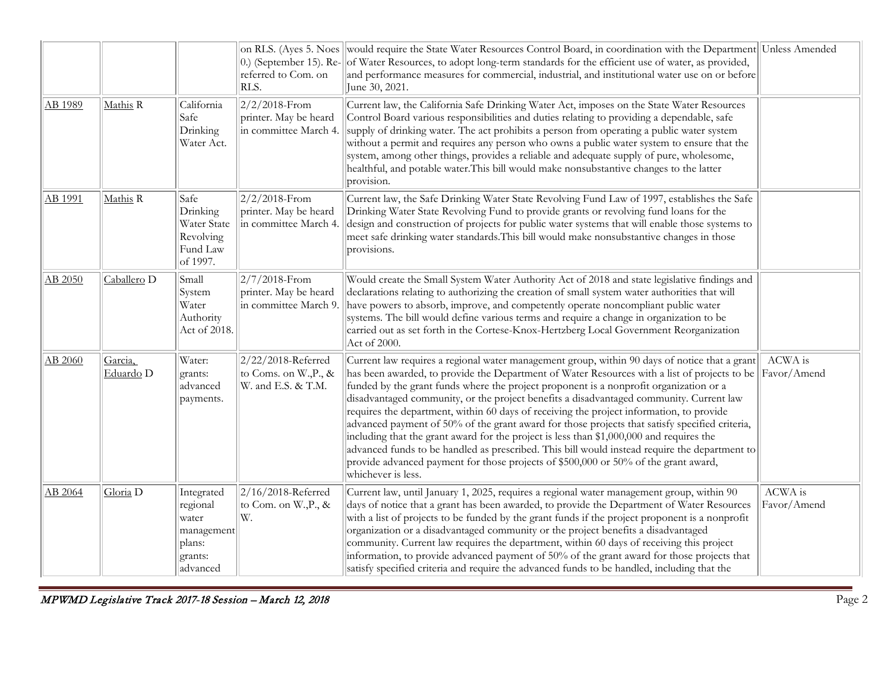|  |  |  | on RLS. (Ayes 5. Noes 0.) (September 15). Re-referred to Com. on RLS. | would require the State Water Resources Control Board, in coordination with the Department of Water Resources, to adopt long-term standards for the efficient use of water, as provided, and performance measures for commercial, industrial, and institutional water use on or before June 30, 2021. | Unless Amended |
|---|---|---|---|---|---|
| AB 1989 | Mathis R | California Safe Drinking Water Act. | 2/2/2018-From printer. May be heard in committee March 4. | Current law, the California Safe Drinking Water Act, imposes on the State Water Resources Control Board various responsibilities and duties relating to providing a dependable, safe supply of drinking water. The act prohibits a person from operating a public water system without a permit and requires any person who owns a public water system to ensure that the system, among other things, provides a reliable and adequate supply of pure, wholesome, healthful, and potable water.This bill would make nonsubstantive changes to the latter provision. |  |
| AB 1991 | Mathis R | Safe Drinking Water State Revolving Fund Law of 1997. | 2/2/2018-From printer. May be heard in committee March 4. | Current law, the Safe Drinking Water State Revolving Fund Law of 1997, establishes the Safe Drinking Water State Revolving Fund to provide grants or revolving fund loans for the design and construction of projects for public water systems that will enable those systems to meet safe drinking water standards.This bill would make nonsubstantive changes in those provisions. |  |
| AB 2050 | Caballero D | Small System Water Authority Act of 2018. | 2/7/2018-From printer. May be heard in committee March 9. | Would create the Small System Water Authority Act of 2018 and state legislative findings and declarations relating to authorizing the creation of small system water authorities that will have powers to absorb, improve, and competently operate noncompliant public water systems. The bill would define various terms and require a change in organization to be carried out as set forth in the Cortese-Knox-Hertzberg Local Government Reorganization Act of 2000. |  |
| AB 2060 | Garcia, Eduardo D | Water: grants: advanced payments. | 2/22/2018-Referred to Coms. on W.,P., & W. and E.S. & T.M. | Current law requires a regional water management group, within 90 days of notice that a grant has been awarded, to provide the Department of Water Resources with a list of projects to be funded by the grant funds where the project proponent is a nonprofit organization or a disadvantaged community, or the project benefits a disadvantaged community. Current law requires the department, within 60 days of receiving the project information, to provide advanced payment of 50% of the grant award for those projects that satisfy specified criteria, including that the grant award for the project is less than $1,000,000 and requires the advanced funds to be handled as prescribed. This bill would instead require the department to provide advanced payment for those projects of $500,000 or 50% of the grant award, whichever is less. | ACWA is Favor/Amend |
| AB 2064 | Gloria D | Integrated regional water management plans: grants: advanced | 2/16/2018-Referred to Com. on W.,P., & W. | Current law, until January 1, 2025, requires a regional water management group, within 90 days of notice that a grant has been awarded, to provide the Department of Water Resources with a list of projects to be funded by the grant funds if the project proponent is a nonprofit organization or a disadvantaged community or the project benefits a disadvantaged community. Current law requires the department, within 60 days of receiving this project information, to provide advanced payment of 50% of the grant award for those projects that satisfy specified criteria and require the advanced funds to be handled, including that the | ACWA is Favor/Amend |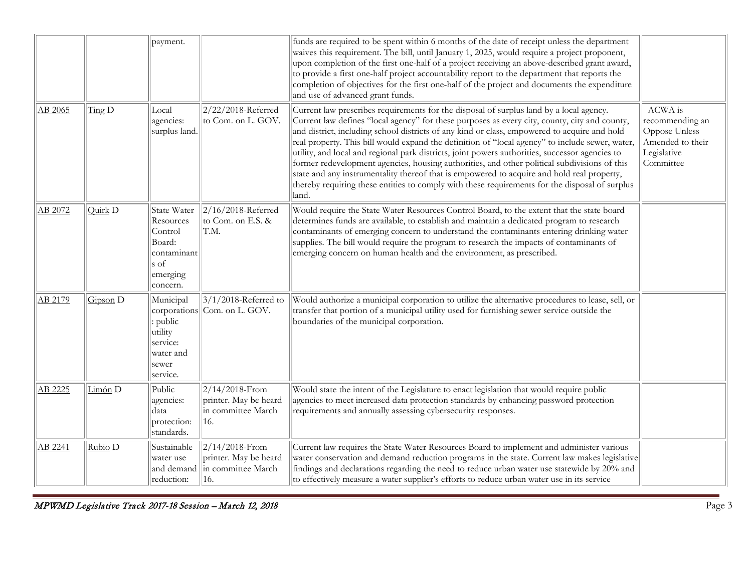| | | | | | |
|---|---|---|---|---|---|
| | | payment. | | funds are required to be spent within 6 months of the date of receipt unless the department waives this requirement. The bill, until January 1, 2025, would require a project proponent, upon completion of the first one-half of a project receiving an above-described grant award, to provide a first one-half project accountability report to the department that reports the completion of objectives for the first one-half of the project and documents the expenditure and use of advanced grant funds. | |
| AB 2065 | Ting D | Local agencies: surplus land. | 2/22/2018-Referred to Com. on L. GOV. | Current law prescribes requirements for the disposal of surplus land by a local agency. Current law defines "local agency" for these purposes as every city, county, city and county, and district, including school districts of any kind or class, empowered to acquire and hold real property. This bill would expand the definition of "local agency" to include sewer, water, utility, and local and regional park districts, joint powers authorities, successor agencies to former redevelopment agencies, housing authorities, and other political subdivisions of this state and any instrumentality thereof that is empowered to acquire and hold real property, thereby requiring these entities to comply with these requirements for the disposal of surplus land. | ACWA is recommending an Oppose Unless Amended to their Legislative Committee |
| AB 2072 | Quirk D | State Water Resources Control Board: contaminants of emerging concern. | 2/16/2018-Referred to Com. on E.S. & T.M. | Would require the State Water Resources Control Board, to the extent that the state board determines funds are available, to establish and maintain a dedicated program to research contaminants of emerging concern to understand the contaminants entering drinking water supplies. The bill would require the program to research the impacts of contaminants of emerging concern on human health and the environment, as prescribed. | |
| AB 2179 | Gipson D | Municipal corporations: public utility service: water and sewer service. | 3/1/2018-Referred to Com. on L. GOV. | Would authorize a municipal corporation to utilize the alternative procedures to lease, sell, or transfer that portion of a municipal utility used for furnishing sewer service outside the boundaries of the municipal corporation. | |
| AB 2225 | Limón D | Public agencies: data protection: standards. | 2/14/2018-From printer. May be heard in committee March 16. | Would state the intent of the Legislature to enact legislation that would require public agencies to meet increased data protection standards by enhancing password protection requirements and annually assessing cybersecurity responses. | |
| AB 2241 | Rubio D | Sustainable water use and demand reduction: | 2/14/2018-From printer. May be heard in committee March 16. | Current law requires the State Water Resources Board to implement and administer various water conservation and demand reduction programs in the state. Current law makes legislative findings and declarations regarding the need to reduce urban water use statewide by 20% and to effectively measure a water supplier's efforts to reduce urban water use in its service | |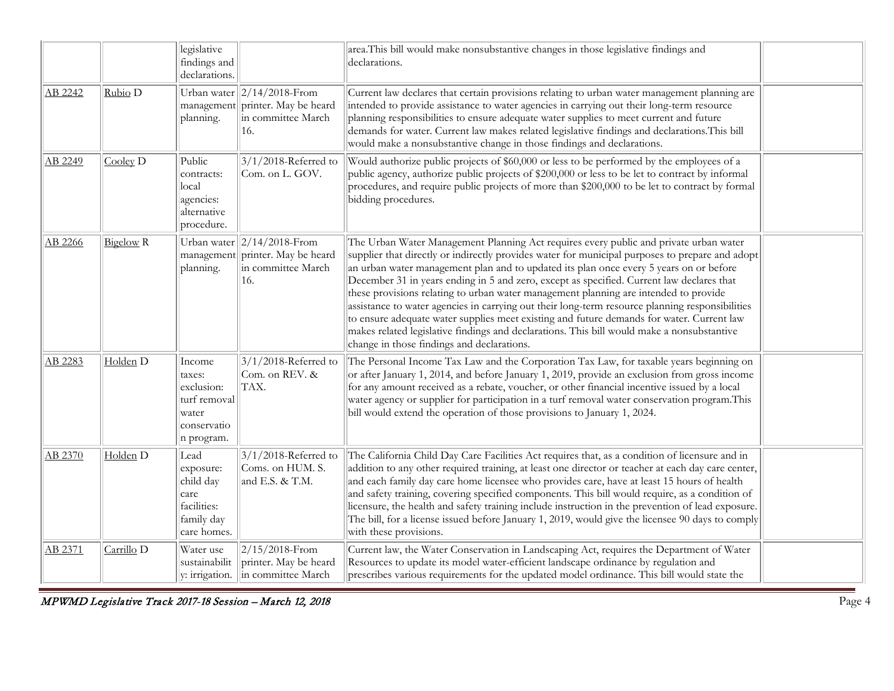| | | | | | |
|---|---|---|---|---|---|
| | | legislative findings and declarations. | | area.This bill would make nonsubstantive changes in those legislative findings and declarations. | |
| AB 2242 | Rubio D | Urban water management planning. | 2/14/2018-From printer. May be heard in committee March 16. | Current law declares that certain provisions relating to urban water management planning are intended to provide assistance to water agencies in carrying out their long-term resource planning responsibilities to ensure adequate water supplies to meet current and future demands for water. Current law makes related legislative findings and declarations.This bill would make a nonsubstantive change in those findings and declarations. | |
| AB 2249 | Cooley D | Public contracts: local agencies: alternative procedure. | 3/1/2018-Referred to Com. on L. GOV. | Would authorize public projects of $60,000 or less to be performed by the employees of a public agency, authorize public projects of $200,000 or less to be let to contract by informal procedures, and require public projects of more than $200,000 to be let to contract by formal bidding procedures. | |
| AB 2266 | Bigelow R | Urban water management planning. | 2/14/2018-From printer. May be heard in committee March 16. | The Urban Water Management Planning Act requires every public and private urban water supplier that directly or indirectly provides water for municipal purposes to prepare and adopt an urban water management plan and to updated its plan once every 5 years on or before December 31 in years ending in 5 and zero, except as specified. Current law declares that these provisions relating to urban water management planning are intended to provide assistance to water agencies in carrying out their long-term resource planning responsibilities to ensure adequate water supplies meet existing and future demands for water. Current law makes related legislative findings and declarations. This bill would make a nonsubstantive change in those findings and declarations. | |
| AB 2283 | Holden D | Income taxes: exclusion: turf removal water conservation program. | 3/1/2018-Referred to Com. on REV. & TAX. | The Personal Income Tax Law and the Corporation Tax Law, for taxable years beginning on or after January 1, 2014, and before January 1, 2019, provide an exclusion from gross income for any amount received as a rebate, voucher, or other financial incentive issued by a local water agency or supplier for participation in a turf removal water conservation program.This bill would extend the operation of those provisions to January 1, 2024. | |
| AB 2370 | Holden D | Lead exposure: child day care facilities: family day care homes. | 3/1/2018-Referred to Coms. on HUM. S. and E.S. & T.M. | The California Child Day Care Facilities Act requires that, as a condition of licensure and in addition to any other required training, at least one director or teacher at each day care center, and each family day care home licensee who provides care, have at least 15 hours of health and safety training, covering specified components. This bill would require, as a condition of licensure, the health and safety training include instruction in the prevention of lead exposure. The bill, for a license issued before January 1, 2019, would give the licensee 90 days to comply with these provisions. | |
| AB 2371 | Carrillo D | Water use sustainability: irrigation. | 2/15/2018-From printer. May be heard in committee March | Current law, the Water Conservation in Landscaping Act, requires the Department of Water Resources to update its model water-efficient landscape ordinance by regulation and prescribes various requirements for the updated model ordinance. This bill would state the | |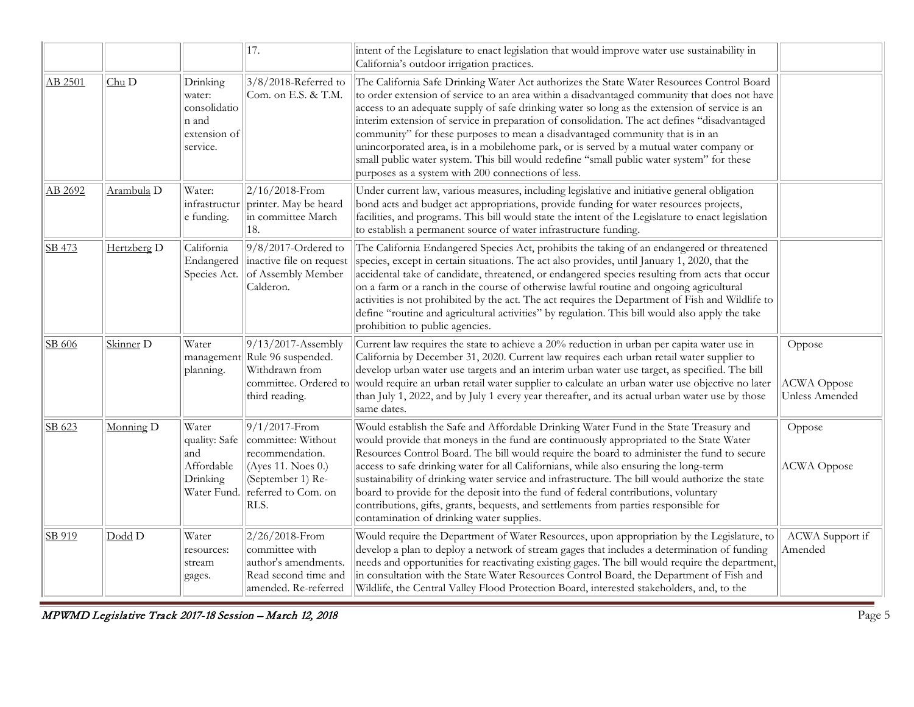| | | | 17. | intent of the Legislature to enact legislation that would improve water use sustainability in California's outdoor irrigation practices. | |
|---|---|---|---|---|---|
| AB 2501 | Chu D | Drinking water: consolidation and extension of service. | 3/8/2018-Referred to Com. on E.S. & T.M. | The California Safe Drinking Water Act authorizes the State Water Resources Control Board to order extension of service to an area within a disadvantaged community that does not have access to an adequate supply of safe drinking water so long as the extension of service is an interim extension of service in preparation of consolidation. The act defines "disadvantaged community" for these purposes to mean a disadvantaged community that is in an unincorporated area, is in a mobilehome park, or is served by a mutual water company or small public water system. This bill would redefine "small public water system" for these purposes as a system with 200 connections of less. | |
| AB 2692 | Arambula D | Water: infrastructure funding. | 2/16/2018-From printer. May be heard in committee March 18. | Under current law, various measures, including legislative and initiative general obligation bond acts and budget act appropriations, provide funding for water resources projects, facilities, and programs. This bill would state the intent of the Legislature to enact legislation to establish a permanent source of water infrastructure funding. | |
| SB 473 | Hertzberg D | California Endangered Species Act. | 9/8/2017-Ordered to inactive file on request of Assembly Member Calderon. | The California Endangered Species Act, prohibits the taking of an endangered or threatened species, except in certain situations. The act also provides, until January 1, 2020, that the accidental take of candidate, threatened, or endangered species resulting from acts that occur on a farm or a ranch in the course of otherwise lawful routine and ongoing agricultural activities is not prohibited by the act. The act requires the Department of Fish and Wildlife to define "routine and agricultural activities" by regulation. This bill would also apply the take prohibition to public agencies. | |
| SB 606 | Skinner D | Water management planning. | 9/13/2017-Assembly Rule 96 suspended. Withdrawn from committee. Ordered to third reading. | Current law requires the state to achieve a 20% reduction in urban per capita water use in California by December 31, 2020. Current law requires each urban retail water supplier to develop urban water use targets and an interim urban water use target, as specified. The bill would require an urban retail water supplier to calculate an urban water use objective no later than July 1, 2022, and by July 1 every year thereafter, and its actual urban water use by those same dates. | Oppose<br><br>ACWA Oppose Unless Amended |
| SB 623 | Monning D | Water quality: Safe and Affordable Drinking Water Fund. | 9/1/2017-From committee: Without recommendation. (Ayes 11. Noes 0.) (September 1) Re-referred to Com. on RLS. | Would establish the Safe and Affordable Drinking Water Fund in the State Treasury and would provide that moneys in the fund are continuously appropriated to the State Water Resources Control Board. The bill would require the board to administer the fund to secure access to safe drinking water for all Californians, while also ensuring the long-term sustainability of drinking water service and infrastructure. The bill would authorize the state board to provide for the deposit into the fund of federal contributions, voluntary contributions, gifts, grants, bequests, and settlements from parties responsible for contamination of drinking water supplies. | Oppose<br><br>ACWA Oppose |
| SB 919 | Dodd D | Water resources: stream gages. | 2/26/2018-From committee with author's amendments. Read second time and amended. Re-referred | Would require the Department of Water Resources, upon appropriation by the Legislature, to develop a plan to deploy a network of stream gages that includes a determination of funding needs and opportunities for reactivating existing gages. The bill would require the department, in consultation with the State Water Resources Control Board, the Department of Fish and Wildlife, the Central Valley Flood Protection Board, interested stakeholders, and, to the | ACWA Support if Amended |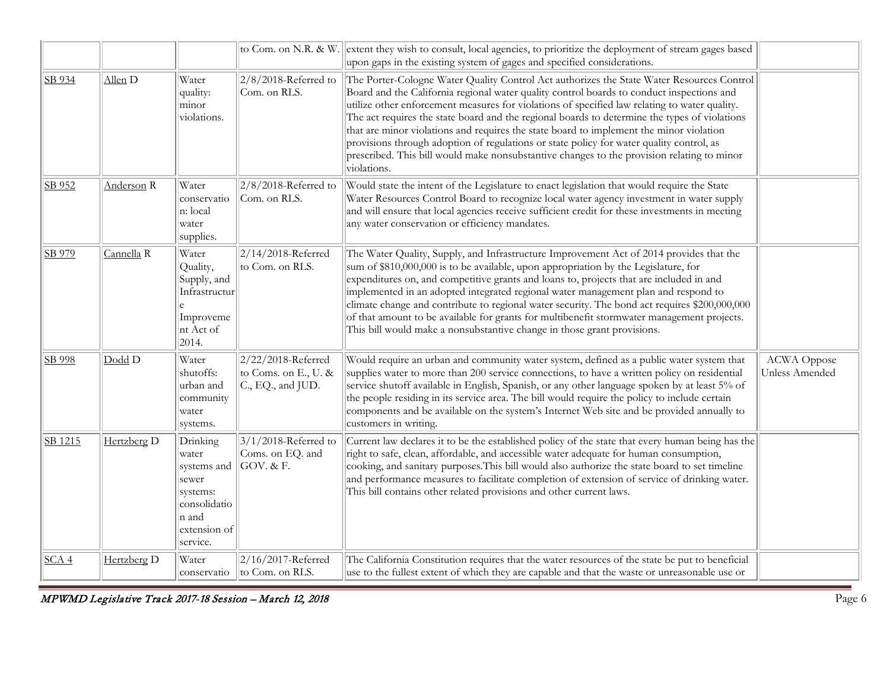| | | | to Com. on N.R. & W. | extent they wish to consult, local agencies, to prioritize the deployment of stream gages based upon gaps in the existing system of gages and specified considerations. | |
|---|---|---|---|---|---|
| SB 934 | Allen D | Water quality: minor violations. | 2/8/2018-Referred to Com. on RLS. | The Porter-Cologne Water Quality Control Act authorizes the State Water Resources Control Board and the California regional water quality control boards to conduct inspections and utilize other enforcement measures for violations of specified law relating to water quality. The act requires the state board and the regional boards to determine the types of violations that are minor violations and requires the state board to implement the minor violation provisions through adoption of regulations or state policy for water quality control, as prescribed. This bill would make nonsubstantive changes to the provision relating to minor violations. | |
| SB 952 | Anderson R | Water conservation: local water supplies. | 2/8/2018-Referred to Com. on RLS. | Would state the intent of the Legislature to enact legislation that would require the State Water Resources Control Board to recognize local water agency investment in water supply and will ensure that local agencies receive sufficient credit for these investments in meeting any water conservation or efficiency mandates. | |
| SB 979 | Cannella R | Water Quality, Supply, and Infrastructure Improvement Act of 2014. | 2/14/2018-Referred to Com. on RLS. | The Water Quality, Supply, and Infrastructure Improvement Act of 2014 provides that the sum of $810,000,000 is to be available, upon appropriation by the Legislature, for expenditures on, and competitive grants and loans to, projects that are included in and implemented in an adopted integrated regional water management plan and respond to climate change and contribute to regional water security. The bond act requires $200,000,000 of that amount to be available for grants for multibenefit stormwater management projects. This bill would make a nonsubstantive change in those grant provisions. | |
| SB 998 | Dodd D | Water shutoffs: urban and community water systems. | 2/22/2018-Referred to Coms. on E., U. & C., EQ., and JUD. | Would require an urban and community water system, defined as a public water system that supplies water to more than 200 service connections, to have a written policy on residential service shutoff available in English, Spanish, or any other language spoken by at least 5% of the people residing in its service area. The bill would require the policy to include certain components and be available on the system's Internet Web site and be provided annually to customers in writing. | ACWA Oppose Unless Amended |
| SB 1215 | Hertzberg D | Drinking water systems and sewer systems: consolidation and extension of service. | 3/1/2018-Referred to Coms. on EQ. and GOV. & F. | Current law declares it to be the established policy of the state that every human being has the right to safe, clean, affordable, and accessible water adequate for human consumption, cooking, and sanitary purposes.This bill would also authorize the state board to set timeline and performance measures to facilitate completion of extension of service of drinking water. This bill contains other related provisions and other current laws. | |
| SCA 4 | Hertzberg D | Water conservatio | 2/16/2017-Referred to Com. on RLS. | The California Constitution requires that the water resources of the state be put to beneficial use to the fullest extent of which they are capable and that the waste or unreasonable use or | |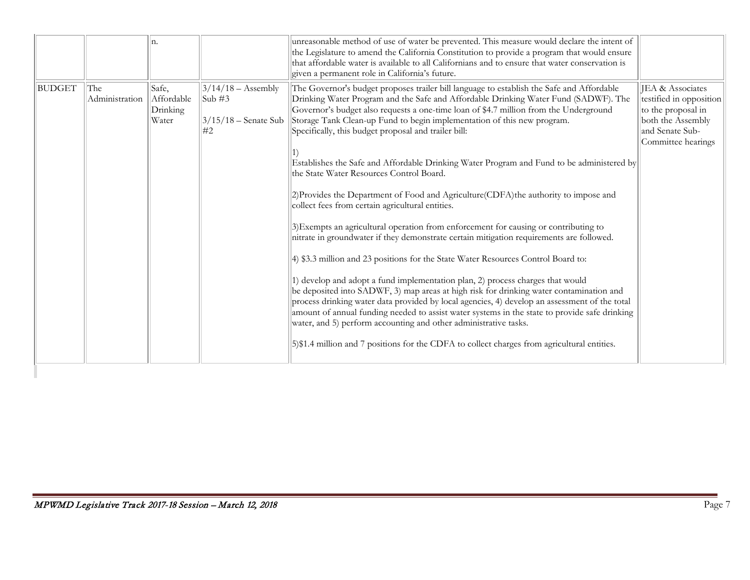| | | | | | |
|---|---|---|---|---|---|
| | | n. | | unreasonable method of use of water be prevented. This measure would declare the intent of the Legislature to amend the California Constitution to provide a program that would ensure that affordable water is available to all Californians and to ensure that water conservation is given a permanent role in California's future. | |
| BUDGET | The Administration | Safe, Affordable Drinking Water | 3/14/18 – Assembly Sub #3<br><br>3/15/18 – Senate Sub #2 | The Governor's budget proposes trailer bill language to establish the Safe and Affordable Drinking Water Program and the Safe and Affordable Drinking Water Fund (SADWF). The Governor's budget also requests a one-time loan of $4.7 million from the Underground Storage Tank Clean-up Fund to begin implementation of this new program. Specifically, this budget proposal and trailer bill:<br><br>1)<br>Establishes the Safe and Affordable Drinking Water Program and Fund to be administered by the State Water Resources Control Board.<br><br>2)Provides the Department of Food and Agriculture(CDFA)the authority to impose and collect fees from certain agricultural entities.<br><br>3)Exempts an agricultural operation from enforcement for causing or contributing to nitrate in groundwater if they demonstrate certain mitigation requirements are followed.<br><br>4) $3.3 million and 23 positions for the State Water Resources Control Board to:<br><br>1) develop and adopt a fund implementation plan, 2) process charges that would be deposited into SADWF, 3) map areas at high risk for drinking water contamination and process drinking water data provided by local agencies, 4) develop an assessment of the total amount of annual funding needed to assist water systems in the state to provide safe drinking water, and 5) perform accounting and other administrative tasks.<br><br>5)$1.4 million and 7 positions for the CDFA to collect charges from agricultural entities. | JEA & Associates testified in opposition to the proposal in both the Assembly and Senate Sub-Committee hearings |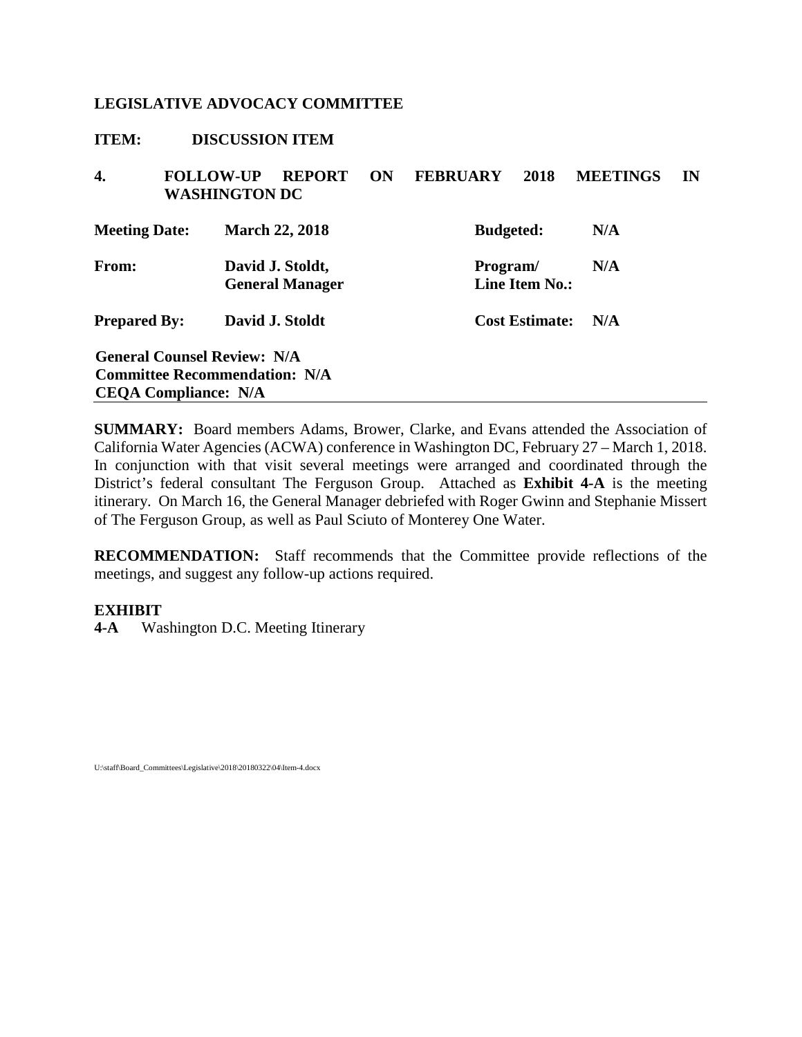**LEGISLATIVE ADVOCACY COMMITTEE**

**ITEM: DISCUSSION ITEM**

**4. FOLLOW-UP REPORT ON FEBRUARY 2018 MEETINGS IN WASHINGTON DC**

| | | | |
|---|---|---|---|
| **Meeting Date:** | **March 22, 2018** | **Budgeted:** | **N/A** |
| **From:** | **David J. Stoldt, General Manager** | **Program/ Line Item No.:** | **N/A** |
| **Prepared By:** | **David J. Stoldt** | **Cost Estimate:** | **N/A** |

**General Counsel Review: N/A**
**Committee Recommendation: N/A**
**CEQA Compliance: N/A**

**SUMMARY:** Board members Adams, Brower, Clarke, and Evans attended the Association of California Water Agencies (ACWA) conference in Washington DC, February 27 – March 1, 2018. In conjunction with that visit several meetings were arranged and coordinated through the District's federal consultant The Ferguson Group. Attached as **Exhibit 4-A** is the meeting itinerary. On March 16, the General Manager debriefed with Roger Gwinn and Stephanie Missert of The Ferguson Group, as well as Paul Sciuto of Monterey One Water.

**RECOMMENDATION:** Staff recommends that the Committee provide reflections of the meetings, and suggest any follow-up actions required.

**EXHIBIT**
**4-A** Washington D.C. Meeting Itinerary

U:\staff\Board_Committees\Legislative\2018\20180322\04\Item-4.docx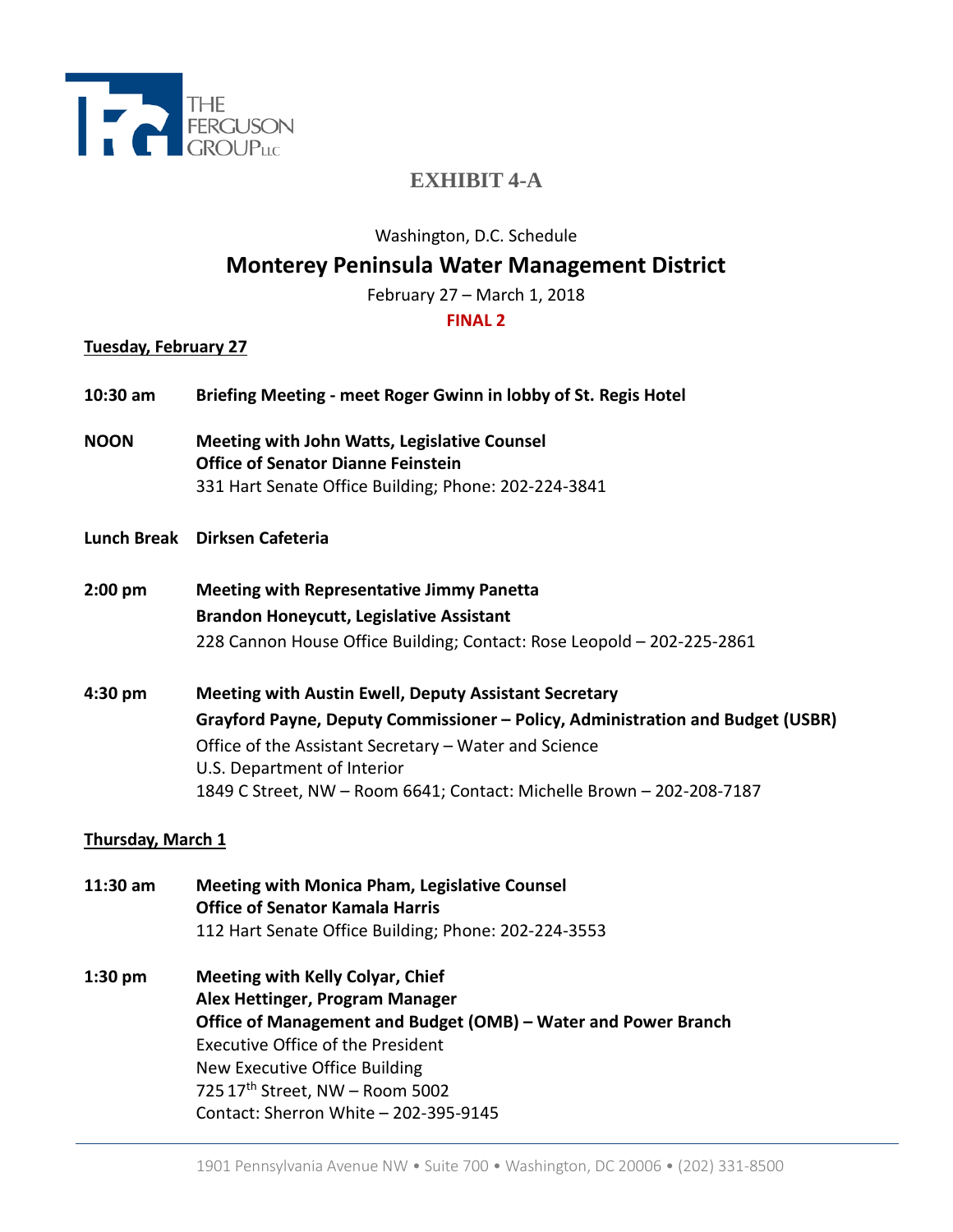# EXHIBIT 4-A

Washington, D.C. Schedule

## Monterey Peninsula Water Management District

February 27 – March 1, 2018

**FINAL 2**

**Tuesday, February 27**

**10:30 am** **Briefing Meeting - meet Roger Gwinn in lobby of St. Regis Hotel**

**NOON** **Meeting with John Watts, Legislative Counsel**
**Office of Senator Dianne Feinstein**
331 Hart Senate Office Building; Phone: 202-224-3841

**Lunch Break** **Dirksen Cafeteria**

**2:00 pm** **Meeting with Representative Jimmy Panetta**
**Brandon Honeycutt, Legislative Assistant**
228 Cannon House Office Building; Contact: Rose Leopold – 202-225-2861

**4:30 pm** **Meeting with Austin Ewell, Deputy Assistant Secretary**
**Grayford Payne, Deputy Commissioner – Policy, Administration and Budget (USBR)**
Office of the Assistant Secretary – Water and Science
U.S. Department of Interior
1849 C Street, NW – Room 6641; Contact: Michelle Brown – 202-208-7187

**Thursday, March 1**

**11:30 am** **Meeting with Monica Pham, Legislative Counsel**
**Office of Senator Kamala Harris**
112 Hart Senate Office Building; Phone: 202-224-3553

**1:30 pm** **Meeting with Kelly Colyar, Chief**
**Alex Hettinger, Program Manager**
**Office of Management and Budget (OMB) – Water and Power Branch**
Executive Office of the President
New Executive Office Building
725 17th Street, NW – Room 5002
Contact: Sherron White – 202-395-9145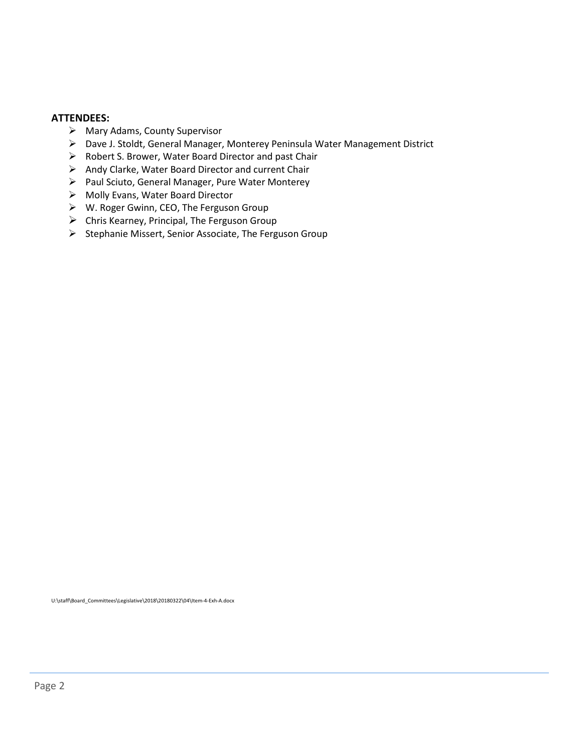**ATTENDEES:**

- Mary Adams, County Supervisor
- Dave J. Stoldt, General Manager, Monterey Peninsula Water Management District
- Robert S. Brower, Water Board Director and past Chair
- Andy Clarke, Water Board Director and current Chair
- Paul Sciuto, General Manager, Pure Water Monterey
- Molly Evans, Water Board Director
- W. Roger Gwinn, CEO, The Ferguson Group
- Chris Kearney, Principal, The Ferguson Group
- Stephanie Missert, Senior Associate, The Ferguson Group

U:\staff\Board_Committees\Legislative\2018\20180322\04\Item-4-Exh-A.docx